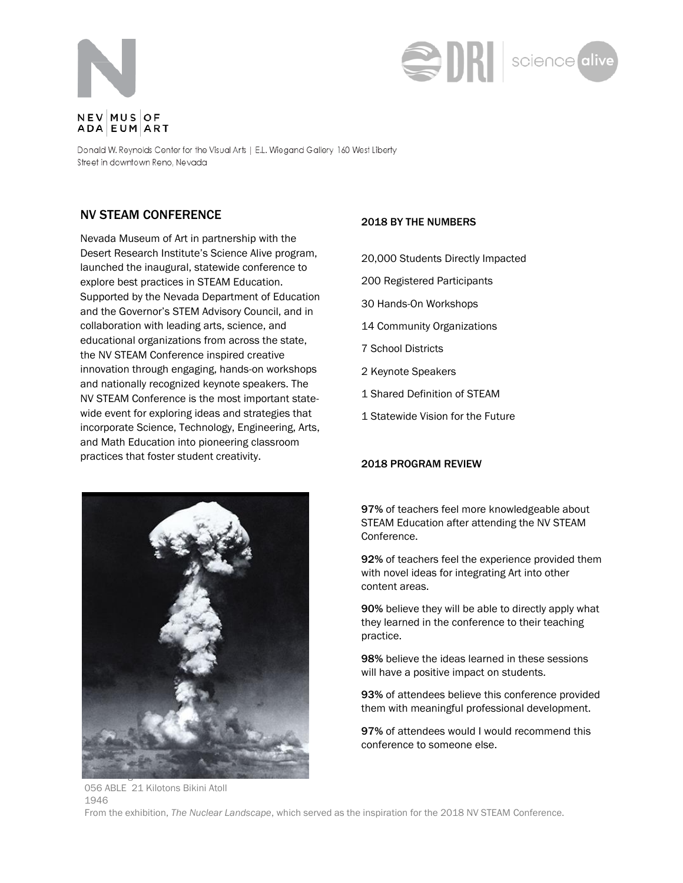NEV | MUS | OF
ADA | EUM | ART

Donald W. Reynolds Center for the Visual Arts | E.L. Wiegand Gallery 160 West Liberty Street in downtown Reno, Nevada

DRI | science alive

## NV STEAM CONFERENCE

Nevada Museum of Art in partnership with the Desert Research Institute's Science Alive program, launched the inaugural, statewide conference to explore best practices in STEAM Education. Supported by the Nevada Department of Education and the Governor's STEM Advisory Council, and in collaboration with leading arts, science, and educational organizations from across the state, the NV STEAM Conference inspired creative innovation through engaging, hands-on workshops and nationally recognized keynote speakers. The NV STEAM Conference is the most important statewide event for exploring ideas and strategies that incorporate Science, Technology, Engineering, Arts, and Math Education into pioneering classroom practices that foster student creativity.

056 ABLE 21 Kilotons Bikini Atoll
1946
From the exhibition, *The Nuclear Landscape*, which served as the inspiration for the 2018 NV STEAM Conference.

### 2018 BY THE NUMBERS

20,000 Students Directly Impacted

200 Registered Participants

30 Hands-On Workshops

14 Community Organizations

7 School Districts

2 Keynote Speakers

1 Shared Definition of STEAM

1 Statewide Vision for the Future

### 2018 PROGRAM REVIEW

**97%** of teachers feel more knowledgeable about STEAM Education after attending the NV STEAM Conference.

**92%** of teachers feel the experience provided them with novel ideas for integrating Art into other content areas.

**90%** believe they will be able to directly apply what they learned in the conference to their teaching practice.

**98%** believe the ideas learned in these sessions will have a positive impact on students.

**93%** of attendees believe this conference provided them with meaningful professional development.

**97%** of attendees would I would recommend this conference to someone else.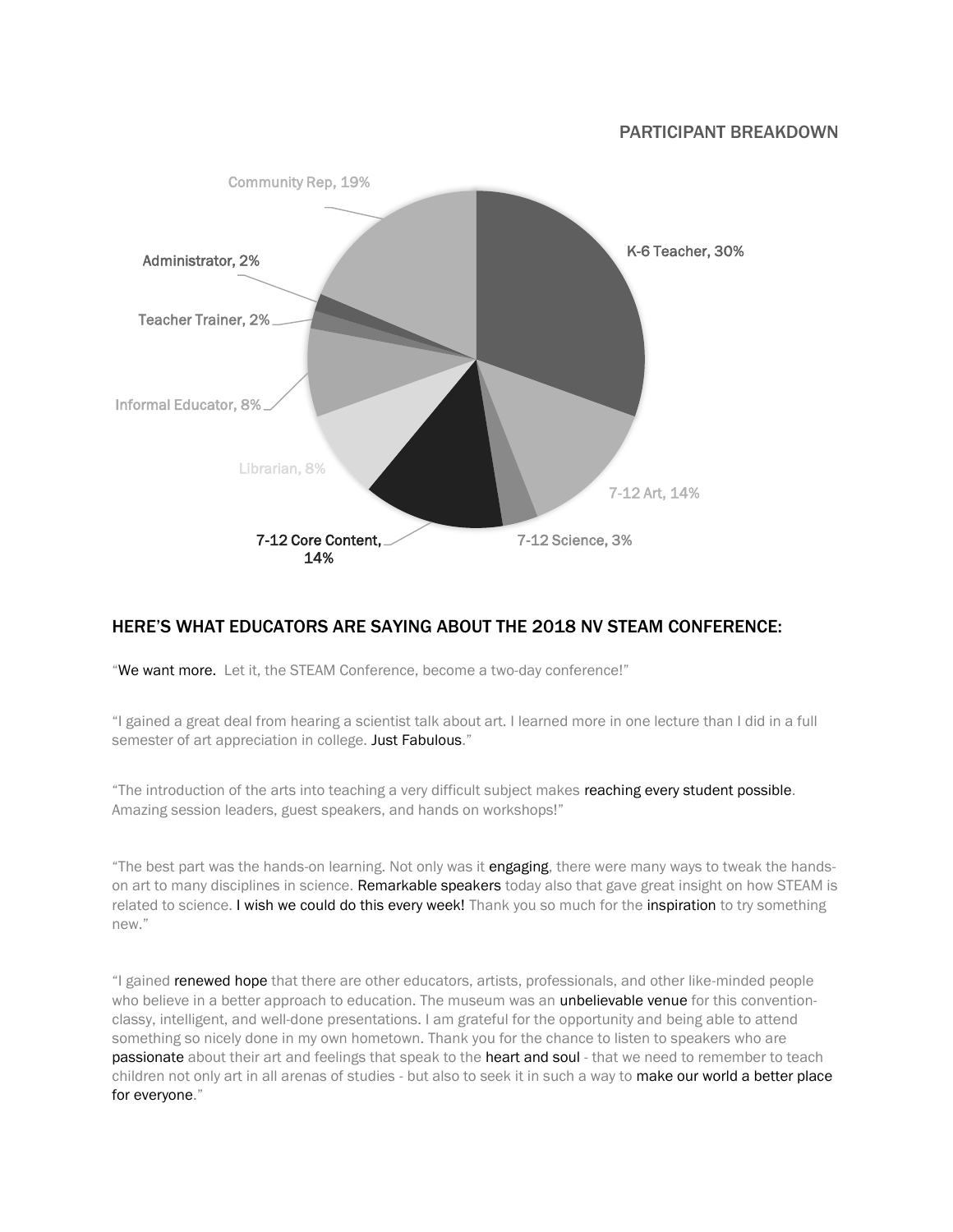PARTICIPANT BREAKDOWN

Community Rep, 19%

K-6 Teacher, 30%

Administrator, 2%

Teacher Trainer, 2%

Informal Educator, 8%

Librarian, 8%

7-12 Art, 14%

7-12 Core Content, 14%

7-12 Science, 3%

## HERE'S WHAT EDUCATORS ARE SAYING ABOUT THE 2018 NV STEAM CONFERENCE:

"We want more. Let it, the STEAM Conference, become a two-day conference!"

"I gained a great deal from hearing a scientist talk about art. I learned more in one lecture than I did in a full semester of art appreciation in college. Just Fabulous."

"The introduction of the arts into teaching a very difficult subject makes reaching every student possible. Amazing session leaders, guest speakers, and hands on workshops!"

"The best part was the hands-on learning. Not only was it engaging, there were many ways to tweak the hands-on art to many disciplines in science. Remarkable speakers today also that gave great insight on how STEAM is related to science. I wish we could do this every week! Thank you so much for the inspiration to try something new."

"I gained renewed hope that there are other educators, artists, professionals, and other like-minded people who believe in a better approach to education. The museum was an unbelievable venue for this convention- classy, intelligent, and well-done presentations. I am grateful for the opportunity and being able to attend something so nicely done in my own hometown. Thank you for the chance to listen to speakers who are passionate about their art and feelings that speak to the heart and soul - that we need to remember to teach children not only art in all arenas of studies - but also to seek it in such a way to make our world a better place for everyone."